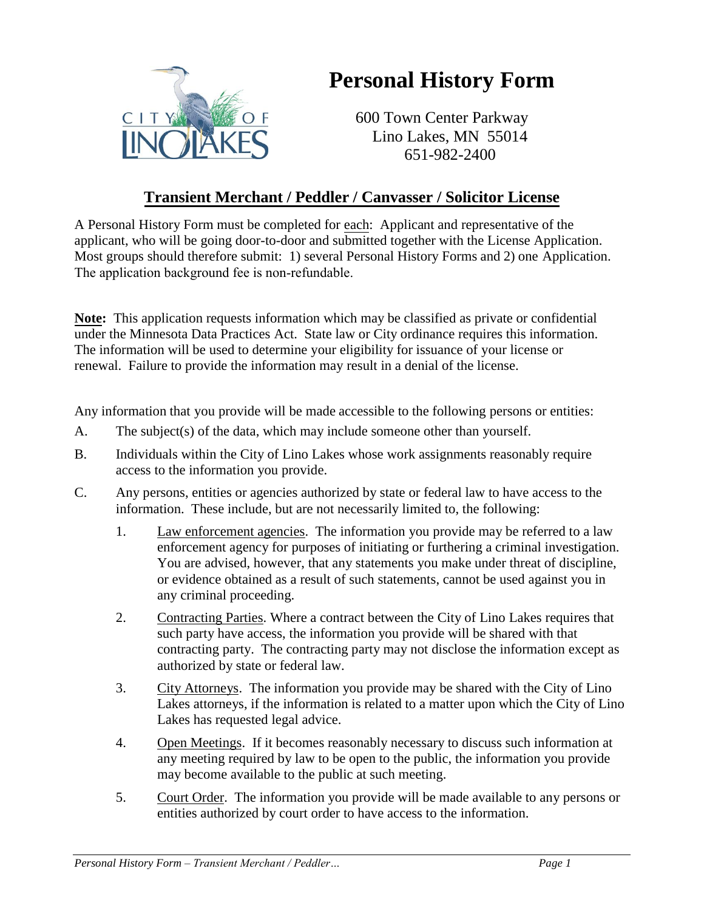# Personal History Form

600 Town Center Parkway
Lino Lakes, MN 55014
651-982-2400

## Transient Merchant / Peddler / Canvasser / Solicitor License

A Personal History Form must be completed for each: Applicant and representative of the applicant, who will be going door-to-door and submitted together with the License Application. Most groups should therefore submit: 1) several Personal History Forms and 2) one Application. The application background fee is non-refundable.

**Note:** This application requests information which may be classified as private or confidential under the Minnesota Data Practices Act. State law or City ordinance requires this information. The information will be used to determine your eligibility for issuance of your license or renewal. Failure to provide the information may result in a denial of the license.

Any information that you provide will be made accessible to the following persons or entities:

A. The subject(s) of the data, which may include someone other than yourself.

B. Individuals within the City of Lino Lakes whose work assignments reasonably require access to the information you provide.

C. Any persons, entities or agencies authorized by state or federal law to have access to the information. These include, but are not necessarily limited to, the following:

1. Law enforcement agencies. The information you provide may be referred to a law enforcement agency for purposes of initiating or furthering a criminal investigation. You are advised, however, that any statements you make under threat of discipline, or evidence obtained as a result of such statements, cannot be used against you in any criminal proceeding.
2. Contracting Parties. Where a contract between the City of Lino Lakes requires that such party have access, the information you provide will be shared with that contracting party. The contracting party may not disclose the information except as authorized by state or federal law.
3. City Attorneys. The information you provide may be shared with the City of Lino Lakes attorneys, if the information is related to a matter upon which the City of Lino Lakes has requested legal advice.
4. Open Meetings. If it becomes reasonably necessary to discuss such information at any meeting required by law to be open to the public, the information you provide may become available to the public at such meeting.
5. Court Order. The information you provide will be made available to any persons or entities authorized by court order to have access to the information.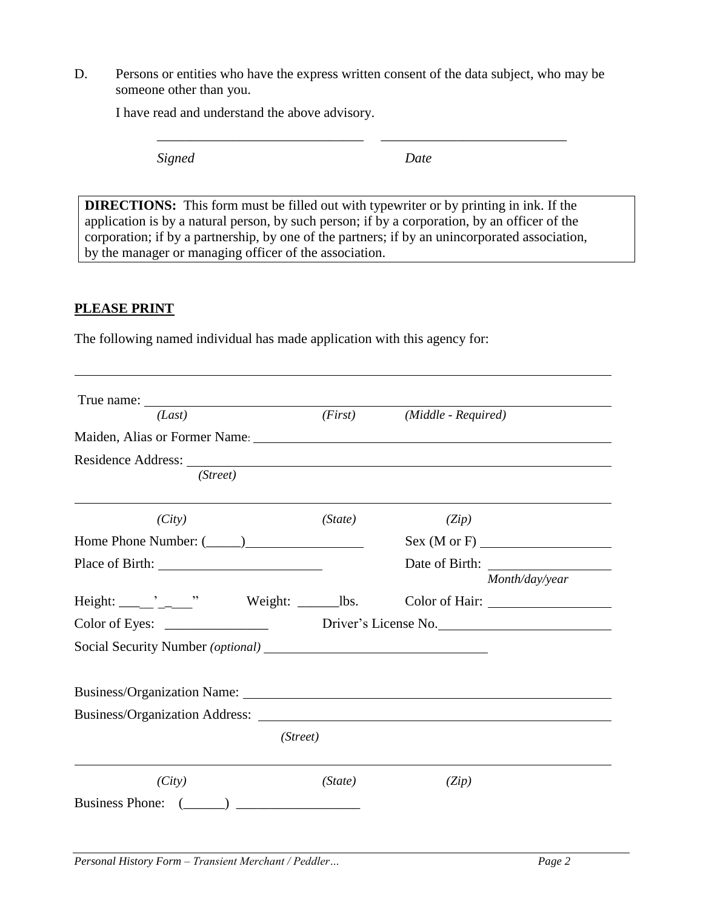D. Persons or entities who have the express written consent of the data subject, who may be someone other than you.

I have read and understand the above advisory.

\_\_\_\_\_\_\_\_\_\_\_\_\_\_\_\_\_\_\_\_\_\_\_\_\_\_\_\_\_\_ \_\_\_\_\_\_\_\_\_\_\_\_\_\_\_\_\_\_\_\_\_\_\_\_\_\_\_

*Signed* *Date*

**DIRECTIONS:** This form must be filled out with typewriter or by printing in ink. If the application is by a natural person, by such person; if by a corporation, by an officer of the corporation; if by a partnership, by one of the partners; if by an unincorporated association, by the manager or managing officer of the association.

**PLEASE PRINT**

The following named individual has made application with this agency for:

\_\_\_\_\_\_\_\_\_\_\_\_\_\_\_\_\_\_\_\_\_\_\_\_\_\_\_\_\_\_\_\_\_\_\_\_\_\_\_\_\_\_\_\_\_\_\_\_\_\_\_\_\_\_\_\_\_\_\_\_\_\_\_\_\_\_\_\_\_\_\_\_

True name: \_\_\_\_\_\_\_\_\_\_\_\_\_\_\_\_\_\_\_\_\_\_\_\_\_\_\_\_\_\_\_\_\_\_\_\_\_\_\_\_\_\_\_\_\_\_\_\_\_\_\_\_\_\_\_\_\_\_\_\_\_\_\_\_
*(Last)* *(First)* *(Middle - Required)*

Maiden, Alias or Former Name: \_\_\_\_\_\_\_\_\_\_\_\_\_\_\_\_\_\_\_\_\_\_\_\_\_\_\_\_\_\_\_\_\_\_\_\_\_\_\_\_\_\_\_\_\_\_\_\_\_\_\_

Residence Address: \_\_\_\_\_\_\_\_\_\_\_\_\_\_\_\_\_\_\_\_\_\_\_\_\_\_\_\_\_\_\_\_\_\_\_\_\_\_\_\_\_\_\_\_\_\_\_\_\_\_\_\_\_\_\_\_\_\_\_
*(Street)*

\_\_\_\_\_\_\_\_\_\_\_\_\_\_\_\_\_\_\_\_\_\_\_\_\_\_\_\_\_\_\_\_\_\_\_\_\_\_\_\_\_\_\_\_\_\_\_\_\_\_\_\_\_\_\_\_\_\_\_\_\_\_\_\_\_\_\_\_\_\_\_\_
*(City)* *(State)* *(Zip)*

Home Phone Number: (\_\_\_\_\_)\_\_\_\_\_\_\_\_\_\_\_\_\_\_\_\_\_ Sex (M or F) \_\_\_\_\_\_\_\_\_\_\_\_\_\_\_\_\_\_\_

Place of Birth: \_\_\_\_\_\_\_\_\_\_\_\_\_\_\_\_\_\_\_\_\_\_\_\_ Date of Birth: \_\_\_\_\_\_\_\_\_\_\_\_\_\_\_\_\_\_
*Month/day/year*

Height: \_\_\_\_’\_\_\_\_” Weight: \_\_\_\_\_\_lbs. Color of Hair: \_\_\_\_\_\_\_\_\_\_\_\_\_\_\_\_\_\_\_

Color of Eyes: \_\_\_\_\_\_\_\_\_\_\_\_\_\_\_ Driver’s License No.\_\_\_\_\_\_\_\_\_\_\_\_\_\_\_\_\_\_\_\_\_\_\_\_\_

Social Security Number *(optional)* \_\_\_\_\_\_\_\_\_\_\_\_\_\_\_\_\_\_\_\_\_\_\_\_\_\_\_\_\_\_\_\_

Business/Organization Name: \_\_\_\_\_\_\_\_\_\_\_\_\_\_\_\_\_\_\_\_\_\_\_\_\_\_\_\_\_\_\_\_\_\_\_\_\_\_\_\_\_\_\_\_\_\_\_\_\_\_\_\_\_

Business/Organization Address: \_\_\_\_\_\_\_\_\_\_\_\_\_\_\_\_\_\_\_\_\_\_\_\_\_\_\_\_\_\_\_\_\_\_\_\_\_\_\_\_\_\_\_\_\_\_\_\_\_\_
*(Street)*

\_\_\_\_\_\_\_\_\_\_\_\_\_\_\_\_\_\_\_\_\_\_\_\_\_\_\_\_\_\_\_\_\_\_\_\_\_\_\_\_\_\_\_\_\_\_\_\_\_\_\_\_\_\_\_\_\_\_\_\_\_\_\_\_\_\_\_\_\_\_\_\_
*(City)* *(State)* *(Zip)*

Business Phone: (\_\_\_\_\_\_) \_\_\_\_\_\_\_\_\_\_\_\_\_\_\_\_\_\_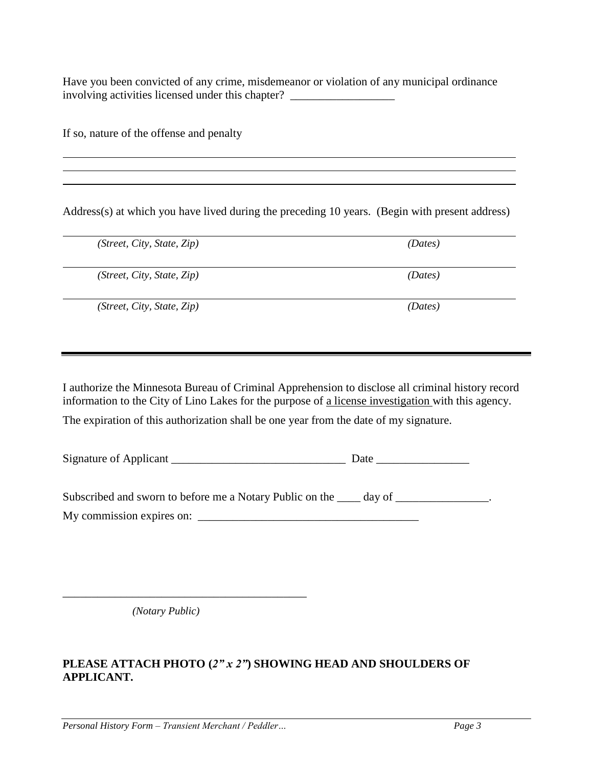Have you been convicted of any crime, misdemeanor or violation of any municipal ordinance involving activities licensed under this chapter? __________________

If so, nature of the offense and penalty

_______________________________________________________________________________

_______________________________________________________________________________

_______________________________________________________________________________

Address(s) at which you have lived during the preceding 10 years. (Begin with present address)

_______________________________________________________________________________
*(Street, City, State, Zip)* *(Dates)*

_______________________________________________________________________________
*(Street, City, State, Zip)* *(Dates)*

_______________________________________________________________________________
*(Street, City, State, Zip)* *(Dates)*

---

I authorize the Minnesota Bureau of Criminal Apprehension to disclose all criminal history record information to the City of Lino Lakes for the purpose of <u>a license investigation</u> with this agency.

The expiration of this authorization shall be one year from the date of my signature.

Signature of Applicant ______________________________ Date ________________

Subscribed and sworn to before me a Notary Public on the ____ day of ________________.

My commission expires on: ______________________________________

___________________________________________
*(Notary Public)*

**PLEASE ATTACH PHOTO (*2" x 2"*) SHOWING HEAD AND SHOULDERS OF APPLICANT.**